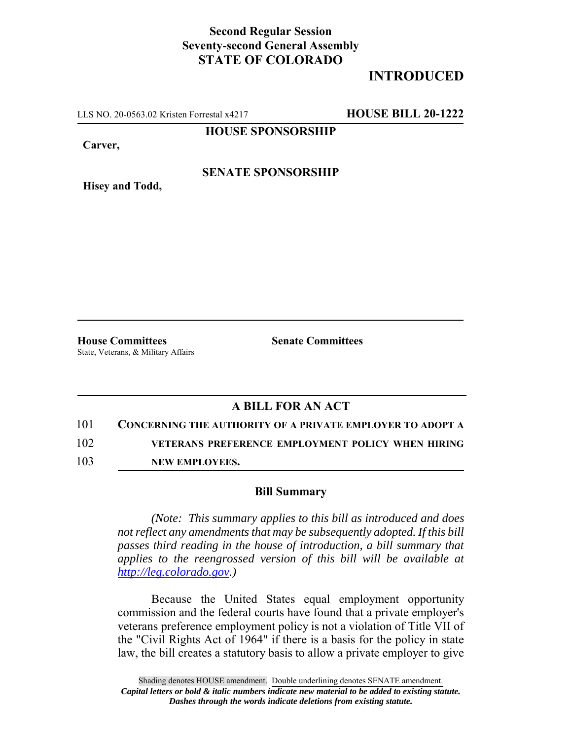**Second Regular Session**
**Seventy-second General Assembly**
**STATE OF COLORADO**

# INTRODUCTED

LLS NO. 20-0563.02 Kristen Forrestal x4217 **HOUSE BILL 20-1222**

**HOUSE SPONSORSHIP**

**Carver,**

**SENATE SPONSORSHIP**

**Hisey and Todd,**

**House Committees**
State, Veterans, & Military Affairs

**Senate Committees**

## A BILL FOR AN ACT

101 **CONCERNING THE AUTHORITY OF A PRIVATE EMPLOYER TO ADOPT A**
102 **VETERANS PREFERENCE EMPLOYMENT POLICY WHEN HIRING**
103 **NEW EMPLOYEES.**

### Bill Summary

*(Note: This summary applies to this bill as introduced and does not reflect any amendments that may be subsequently adopted. If this bill passes third reading in the house of introduction, a bill summary that applies to the reengrossed version of this bill will be available at http://leg.colorado.gov.)*

Because the United States equal employment opportunity commission and the federal courts have found that a private employer's veterans preference employment policy is not a violation of Title VII of the "Civil Rights Act of 1964" if there is a basis for the policy in state law, the bill creates a statutory basis to allow a private employer to give

Shading denotes HOUSE amendment. Double underlining denotes SENATE amendment.
*Capital letters or bold & italic numbers indicate new material to be added to existing statute.*
*Dashes through the words indicate deletions from existing statute.*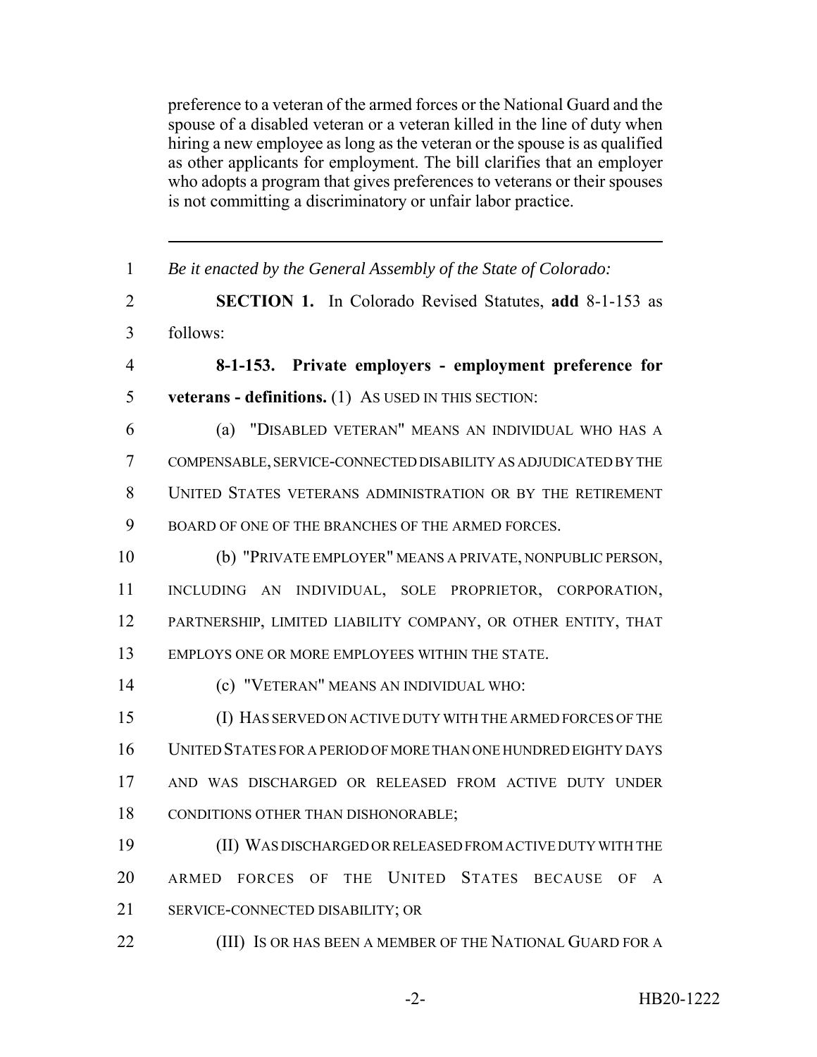preference to a veteran of the armed forces or the National Guard and the spouse of a disabled veteran or a veteran killed in the line of duty when hiring a new employee as long as the veteran or the spouse is as qualified as other applicants for employment. The bill clarifies that an employer who adopts a program that gives preferences to veterans or their spouses is not committing a discriminatory or unfair labor practice.

---

1 *Be it enacted by the General Assembly of the State of Colorado:*

2 **SECTION 1.** In Colorado Revised Statutes, **add** 8-1-153 as
3 follows:

4 **8-1-153. Private employers - employment preference for**
5 **veterans - definitions.** (1) AS USED IN THIS SECTION:

6 (a) "DISABLED VETERAN" MEANS AN INDIVIDUAL WHO HAS A
7 COMPENSABLE, SERVICE-CONNECTED DISABILITY AS ADJUDICATED BY THE
8 UNITED STATES VETERANS ADMINISTRATION OR BY THE RETIREMENT
9 BOARD OF ONE OF THE BRANCHES OF THE ARMED FORCES.

10 (b) "PRIVATE EMPLOYER" MEANS A PRIVATE, NONPUBLIC PERSON,
11 INCLUDING AN INDIVIDUAL, SOLE PROPRIETOR, CORPORATION,
12 PARTNERSHIP, LIMITED LIABILITY COMPANY, OR OTHER ENTITY, THAT
13 EMPLOYS ONE OR MORE EMPLOYEES WITHIN THE STATE.

14 (c) "VETERAN" MEANS AN INDIVIDUAL WHO:

15 (I) HAS SERVED ON ACTIVE DUTY WITH THE ARMED FORCES OF THE
16 UNITED STATES FOR A PERIOD OF MORE THAN ONE HUNDRED EIGHTY DAYS
17 AND WAS DISCHARGED OR RELEASED FROM ACTIVE DUTY UNDER
18 CONDITIONS OTHER THAN DISHONORABLE;

19 (II) WAS DISCHARGED OR RELEASED FROM ACTIVE DUTY WITH THE
20 ARMED FORCES OF THE UNITED STATES BECAUSE OF A
21 SERVICE-CONNECTED DISABILITY; OR

22 (III) IS OR HAS BEEN A MEMBER OF THE NATIONAL GUARD FOR A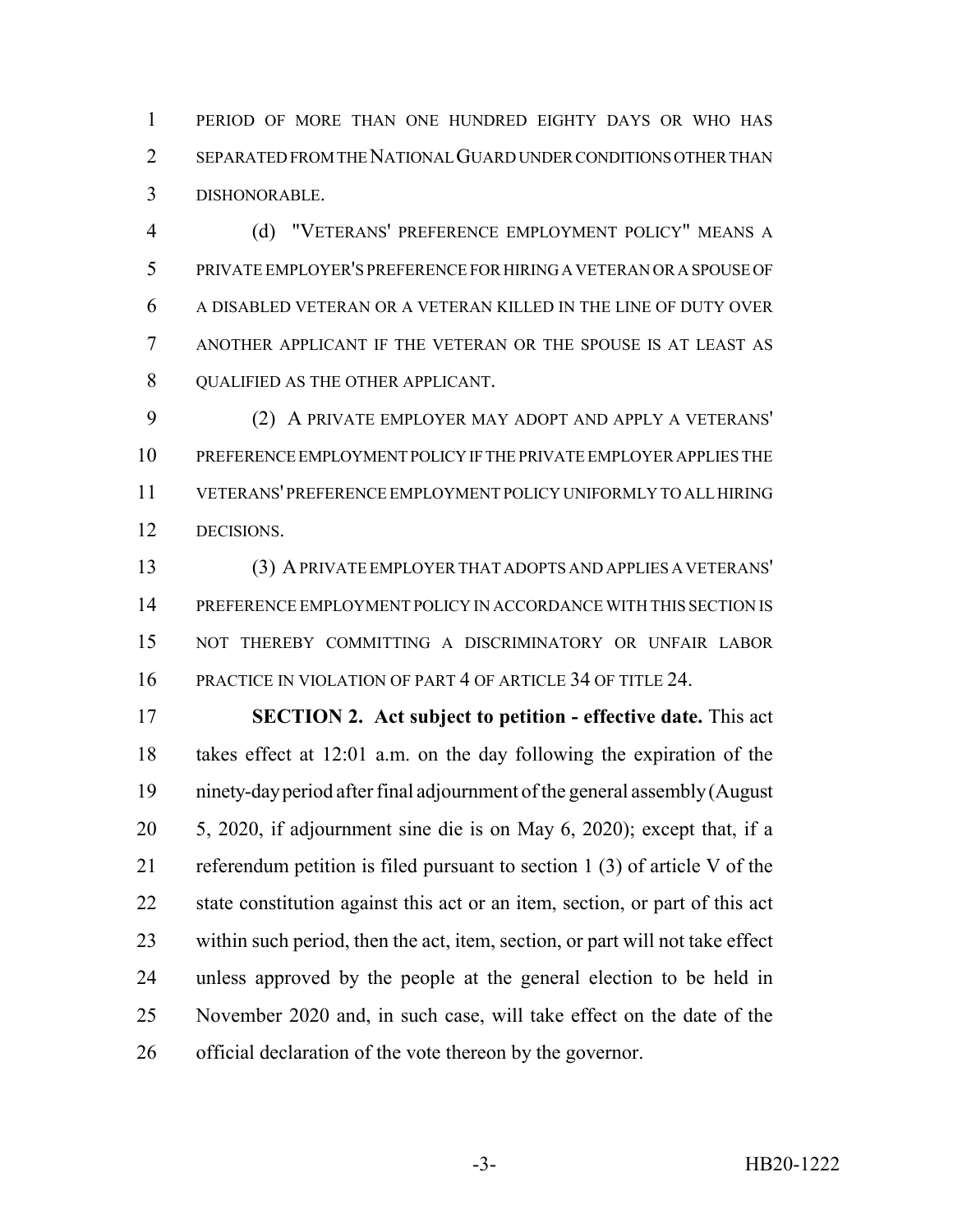PERIOD OF MORE THAN ONE HUNDRED EIGHTY DAYS OR WHO HAS SEPARATED FROM THE NATIONAL GUARD UNDER CONDITIONS OTHER THAN DISHONORABLE.

(d) "VETERANS' PREFERENCE EMPLOYMENT POLICY" MEANS A PRIVATE EMPLOYER'S PREFERENCE FOR HIRING A VETERAN OR A SPOUSE OF A DISABLED VETERAN OR A VETERAN KILLED IN THE LINE OF DUTY OVER ANOTHER APPLICANT IF THE VETERAN OR THE SPOUSE IS AT LEAST AS QUALIFIED AS THE OTHER APPLICANT.

(2) A PRIVATE EMPLOYER MAY ADOPT AND APPLY A VETERANS' PREFERENCE EMPLOYMENT POLICY IF THE PRIVATE EMPLOYER APPLIES THE VETERANS' PREFERENCE EMPLOYMENT POLICY UNIFORMLY TO ALL HIRING DECISIONS.

(3) A PRIVATE EMPLOYER THAT ADOPTS AND APPLIES A VETERANS' PREFERENCE EMPLOYMENT POLICY IN ACCORDANCE WITH THIS SECTION IS NOT THEREBY COMMITTING A DISCRIMINATORY OR UNFAIR LABOR PRACTICE IN VIOLATION OF PART 4 OF ARTICLE 34 OF TITLE 24.

**SECTION 2. Act subject to petition - effective date.** This act takes effect at 12:01 a.m. on the day following the expiration of the ninety-day period after final adjournment of the general assembly (August 5, 2020, if adjournment sine die is on May 6, 2020); except that, if a referendum petition is filed pursuant to section 1 (3) of article V of the state constitution against this act or an item, section, or part of this act within such period, then the act, item, section, or part will not take effect unless approved by the people at the general election to be held in November 2020 and, in such case, will take effect on the date of the official declaration of the vote thereon by the governor.